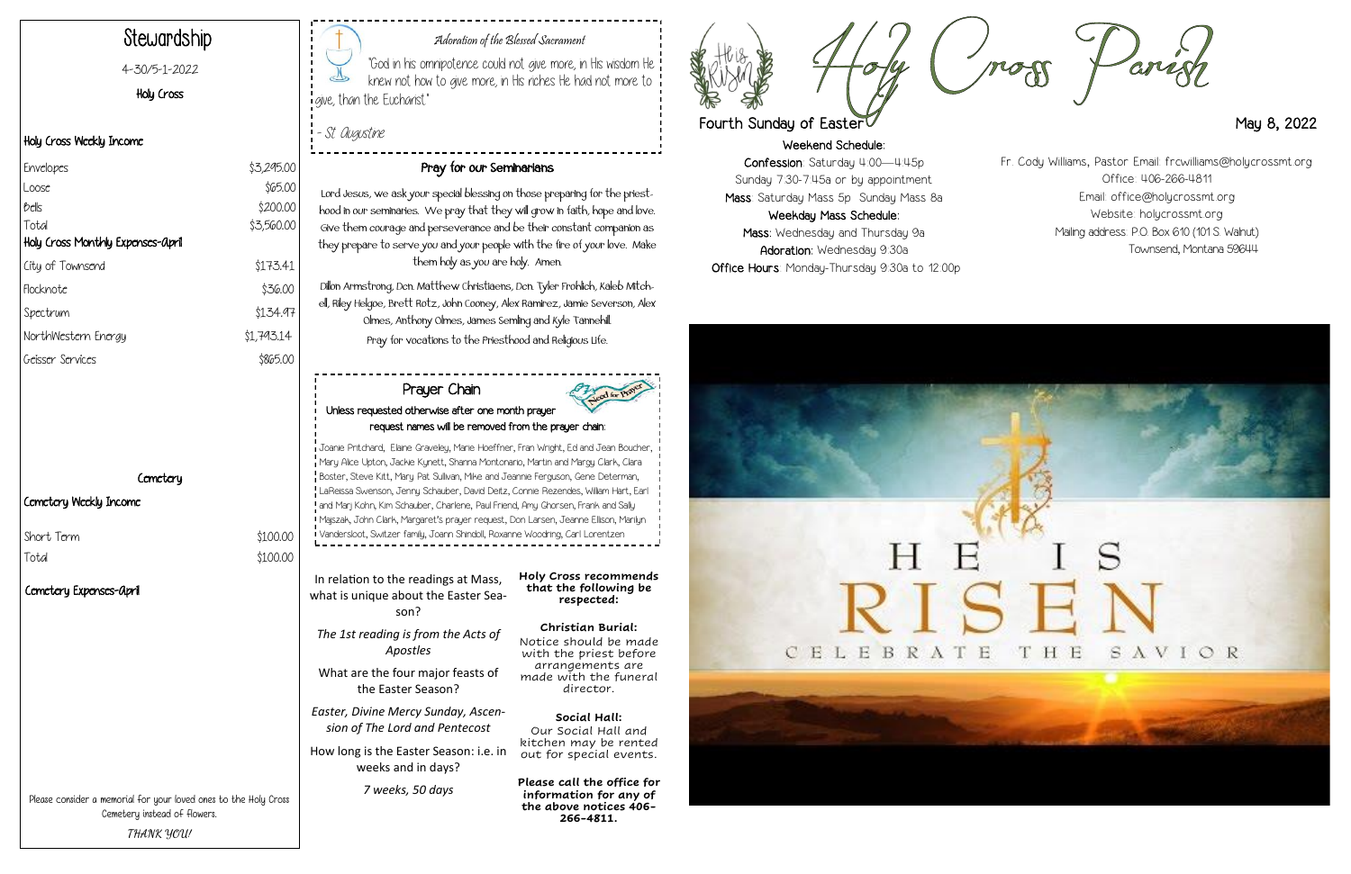# Stewardship

4-30/5-1-2022

Holy Cross

### Holy Cross Weekly Income

| | |
|---|---|
| Envelopes | $3,295.00 |
| Loose | $65.00 |
| Bells | $200.00 |
| Total | $3,560.00 |

### Holy Cross Monthly Expenses-April

| | |
|---|---|
| City of Townsend | $173.41 |
| Flocknote | $36.00 |
| Spectrum | $134.97 |
| NorthWestern Energy | $1,793.14 |
| Geisser Services | $865.00 |

## Cemetery

### Cemetery Weekly Income

| | |
|---|---|
| Short Term | $100.00 |
| Total | $100.00 |

### Cemetery Expenses-April

Please consider a memorial for your loved ones to the Holy Cross Cemetery instead of flowers.

*THANK YOU!*

---

*Adoration of the Blessed Sacrament*

"God in his omnipotence could not give more, in His wisdom He knew not how to give more, in His riches He had not more to give, than the Eucharist."

- St. Augustine

## Pray for our Seminarians

Lord Jesus, we ask your special blessing on those preparing for the priesthood in our seminaries. We pray that they will grow in faith, hope and love. Give them courage and perseverance and be their constant companion as they prepare to serve you and your people with the fire of your love. Make them holy as you are holy. Amen.

Dillon Armstrong, Dcn. Matthew Christiaens, Dcn. Tyler Frohlich, Kaleb Mitchell, Riley Helgoe, Brett Rotz, John Cooney, Alex Ramirez, Jamie Severson, Alex Olmes, Anthony Olmes, James Semling and Kyle Tannehill.

Pray for vocations to the Priesthood and Religious Life.

## Prayer Chain

Unless requested otherwise after one month prayer request names will be removed from the prayer chain:

Joanie Pritchard, Elaine Graveley, Marie Hoeffner, Fran Wright, Ed and Jean Boucher, Mary Alice Upton, Jackie Kynett, Shanna Montonario, Martin and Margy Clark, Clara Boster, Steve Kitt, Mary Pat Sullivan, Mike and Jeannie Ferguson, Gene Determan, LaReissa Swenson, Jenny Schauber, David Deitz, Connie Rezendes, William Hart, Earl and Marj Kohn, Kim Schauber, Charlene, Paul Friend, Amy Ghorsen, Frank and Sally Majszak, John Clark, Margaret's prayer request, Don Larsen, Jeanne Ellison, Marilyn Vandersloot, Switzer family, Joann Shindoll, Roxanne Woodring, Carl Lorentzen

In relation to the readings at Mass, what is unique about the Easter Season?

*The 1st reading is from the Acts of Apostles*

What are the four major feasts of the Easter Season?

*Easter, Divine Mercy Sunday, Ascension of The Lord and Pentecost*

How long is the Easter Season: i.e. in weeks and in days?

*7 weeks, 50 days*

**Holy Cross recommends that the following be respected:**

**Christian Burial:**
Notice should be made with the priest before arrangements are made with the funeral director.

**Social Hall:**
Our Social Hall and kitchen may be rented out for special events.

**Please call the office for information for any of the above notices 406-266-4811.**

---

# Holy Cross Parish

Fourth Sunday of Easter — May 8, 2022

**Weekend Schedule:**
**Confession**: Saturday 4:00—4:45p
Sunday 7:30-7:45a or by appointment
**Mass**: Saturday Mass 5p Sunday Mass 8a
**Weekday Mass Schedule:**
**Mass**: Wednesday and Thursday 9a
**Adoration**: Wednesday 9:30a
**Office Hours**: Monday-Thursday 9:30a to 12:00p

Fr. Cody Williams, Pastor Email: frcwilliams@holycrossmt.org
Office: 406-266-4811
Email: office@holycrossmt.org
Website: holycrossmt.org
Mailing address: P.O. Box 610 (101 S. Walnut)
Townsend, Montana 59644

HE IS RISEN
CELEBRATE THE SAVIOR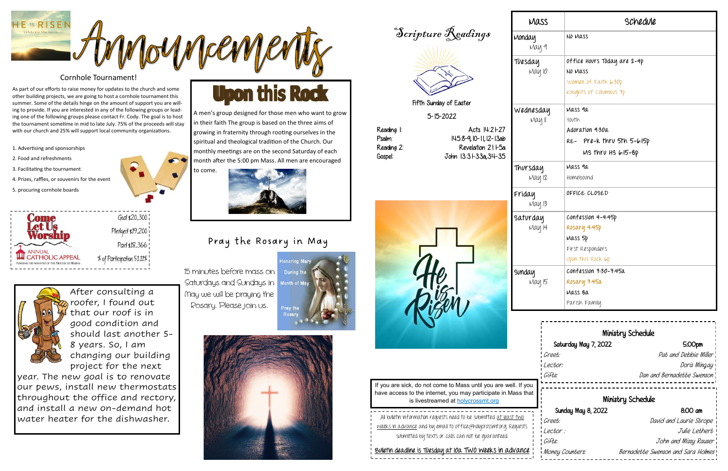# Announcements

## Cornhole Tournament!

As part of our efforts to raise money for updates to the church and some other building projects, we are going to host a cornhole tournament this summer. Some of the details hinge on the amount of support you are willing to provide. If you are interested in any of the following groups or leading one of the following groups please contact Fr. Cody. The goal is to host the tournament sometime in mid to late July. 75% of the proceeds will stay with our church and 25% will support local community organizations.

1. Advertising and sponsorships
2. Food and refreshments
3. Facilitating the tournament
4. Prizes, raffles, or souvenirs for the event
5. procuring cornhole boards

**Come Let Us Worship** — ANNUAL CATHOLIC APPEAL — FUNDING THE MINISTRY OF THE DIOCESE OF HELENA

Goal $20,300
Pledged $19,200
Paid $18,366
% of Participation 51.11%

After consulting a roofer, I found out that our roof is in good condition and should last another 5-8 years. So, I am changing our building project for the next year. The new goal is to renovate our pews, install new thermostats throughout the office and rectory, and install a new on-demand hot water heater for the dishwasher.

## Upon this Rock

A men's group designed for those men who want to grow in their faith The group is based on the three aims of growing in fraternity through rooting ourselves in the spiritual and theological tradition of the Church. Our monthly meetings are on the second Saturday of each month after the 5:00 pm Mass. All men are encouraged to come.

## Pray the Rosary in May

15 minutes before mass on Saturdays and Sundays in May we will be praying the Rosary. Please join us.

Honoring Mary During the Month of May — Pray the Rosary

## Scripture Readings

Fifth Sunday of Easter

5-15-2022

| | |
|---|---|
| Reading 1: | Acts 14:21-27 |
| Psalm: | 145:8-9, 10-11, 12-13ab |
| Reading 2: | Revelation 21:1-5a |
| Gospel: | John 13:31-33a, 34-35 |

He is Risen

If you are sick, do not come to Mass until you are well. If you have access to the internet, you may participate in Mass that is livestreamed at holycrossmt.org

All bulletin information requests need to be submitted at least two weeks in advance and by email to office@holycrossmt.org. Requests submitted by texts or calls can not be guaranteed.

Bulletin deadline is Tuesday at 10a. Two weeks in advance

## Mass Schedule

| Mass | Schedule |
|---|---|
| Monday May 9 | No Mass |
| Tuesday May 10 | Office Hours Today are 2-4p<br>No Mass<br>Women of Faith 6:30p<br>Knights of Columbus 7p |
| Wednesday May 11 | Mass 9a<br>Youth<br>Adoration 9:30a<br>RE- Pre-K thru 5th 5-6:15p<br>MS thru HS 6:15-8p |
| Thursday May 12 | Mass 9a<br>Homebound |
| Friday May 13 | OFFICE CLOSED |
| Saturday May 14 | Confession 4-4:45p<br>Rosary 4:45p<br>Mass 5p<br>First Responders<br>Upon this Rock 6p |
| Sunday May 15 | Confession 7:30-7:45a<br>Rosary 7:45a<br>Mass 8a<br>Parish Family |

## Ministry Schedule

| Saturday May 7, 2022 | 5:00pm |
|---|---|
| Greet: | Pat and Debbie Miller |
| Lector: | Doris Mingay |
| Gifts: | Dan and Bernadette Swenson |

## Ministry Schedule

| Sunday May 8, 2022 | 8:00 am |
|---|---|
| Greet: | David and Laurie Strope |
| Lector: | Julie Letherb |
| Gifts: | John and Missy Rauser |
| Money Counters: | Bernadette Swenson and Sara Holmes |